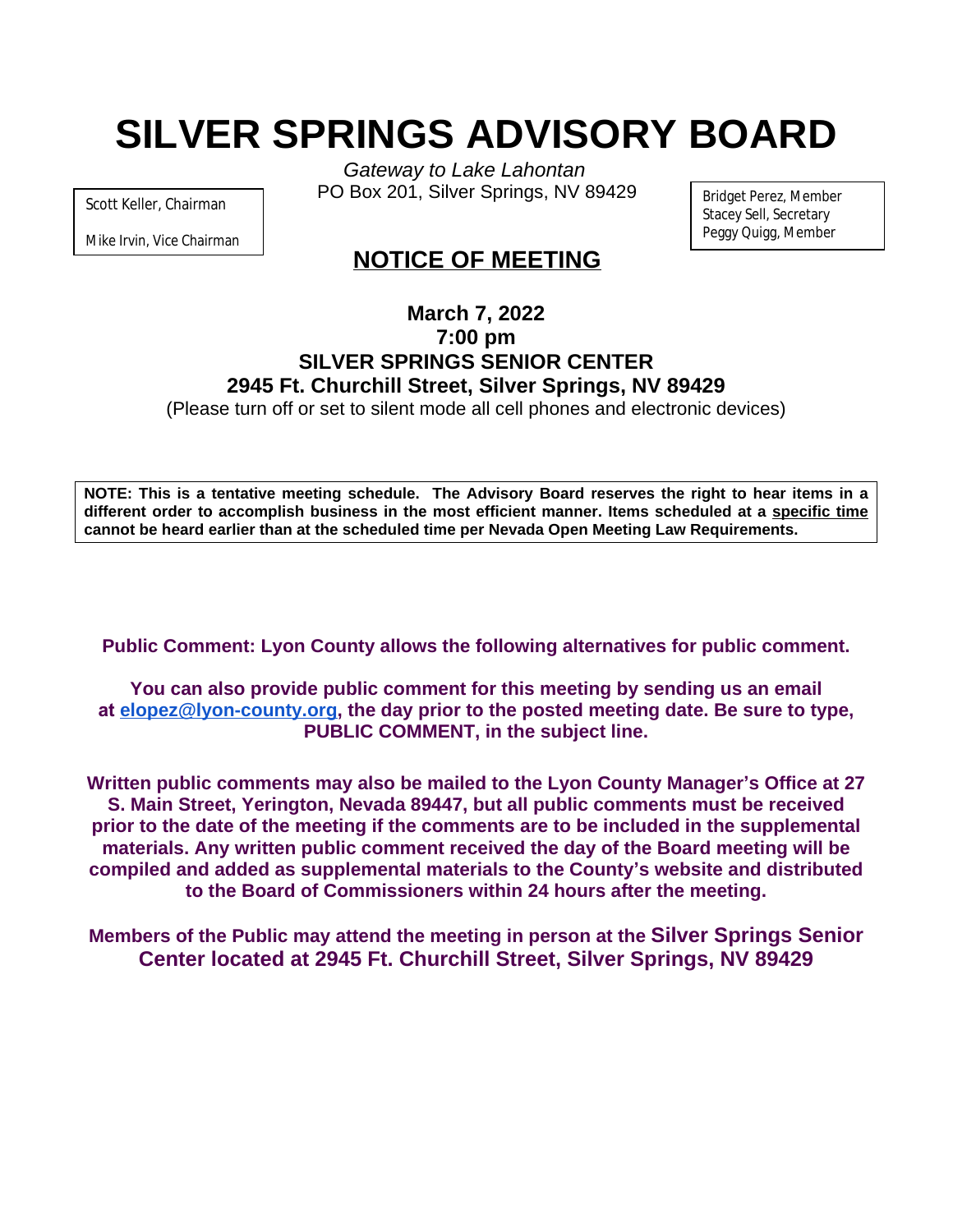# SILVER SPRINGS ADVISORY BOARD

*Gateway to Lake Lahontan*
PO Box 201, Silver Springs, NV 89429

Scott Keller, Chairman
Mike Irvin, Vice Chairman

Bridget Perez, Member
Stacey Sell, Secretary
Peggy Quigg, Member

## NOTICE OF MEETING

**March 7, 2022**
**7:00 pm**
**SILVER SPRINGS SENIOR CENTER**
**2945 Ft. Churchill Street, Silver Springs, NV 89429**

(Please turn off or set to silent mode all cell phones and electronic devices)

**NOTE: This is a tentative meeting schedule. The Advisory Board reserves the right to hear items in a different order to accomplish business in the most efficient manner. Items scheduled at a specific time cannot be heard earlier than at the scheduled time per Nevada Open Meeting Law Requirements.**

**Public Comment: Lyon County allows the following alternatives for public comment.**

**You can also provide public comment for this meeting by sending us an email at elopez@lyon-county.org, the day prior to the posted meeting date. Be sure to type, PUBLIC COMMENT, in the subject line.**

**Written public comments may also be mailed to the Lyon County Manager's Office at 27 S. Main Street, Yerington, Nevada 89447, but all public comments must be received prior to the date of the meeting if the comments are to be included in the supplemental materials. Any written public comment received the day of the Board meeting will be compiled and added as supplemental materials to the County's website and distributed to the Board of Commissioners within 24 hours after the meeting.**

**Members of the Public may attend the meeting in person at the Silver Springs Senior Center located at 2945 Ft. Churchill Street, Silver Springs, NV 89429**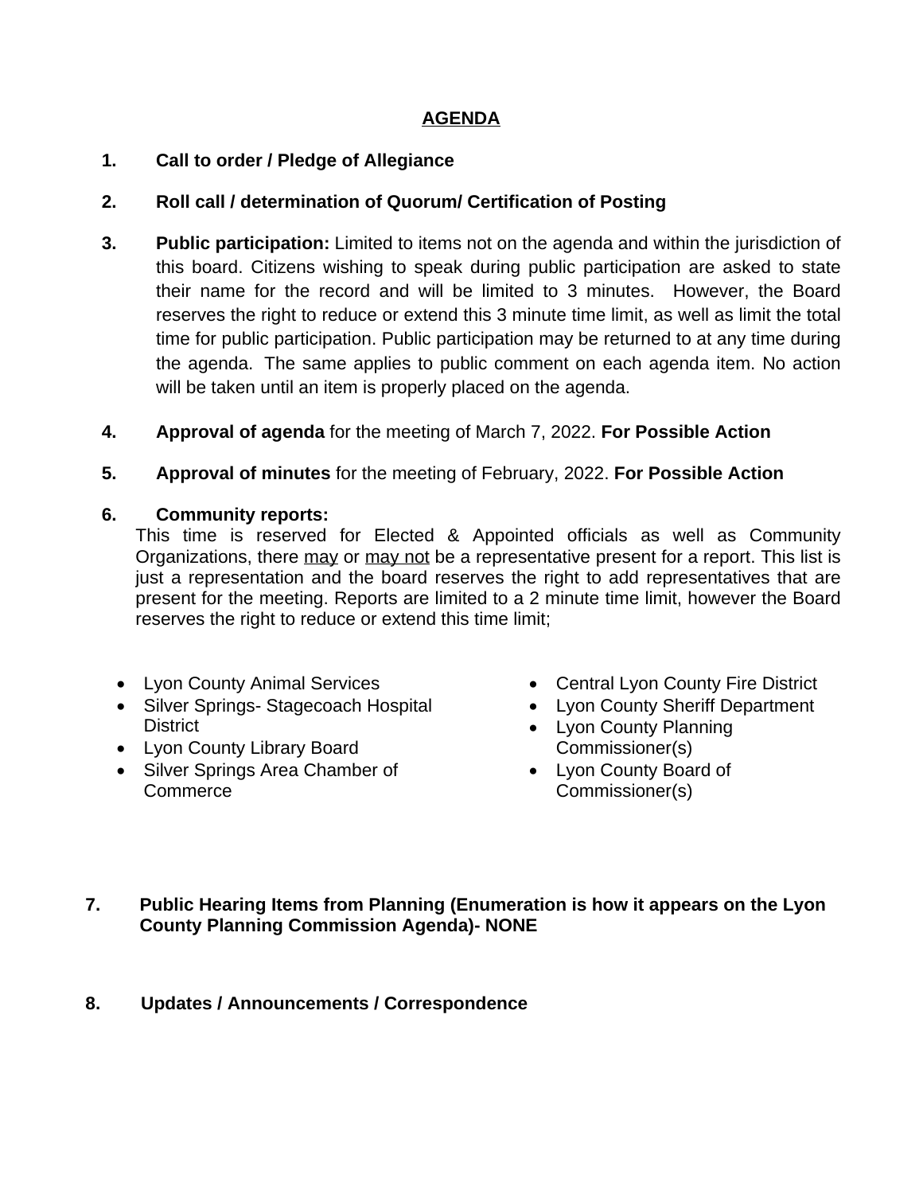## AGENDA

1. **Call to order / Pledge of Allegiance**

2. **Roll call / determination of Quorum/ Certification of Posting**

3. **Public participation:** Limited to items not on the agenda and within the jurisdiction of this board. Citizens wishing to speak during public participation are asked to state their name for the record and will be limited to 3 minutes. However, the Board reserves the right to reduce or extend this 3 minute time limit, as well as limit the total time for public participation. Public participation may be returned to at any time during the agenda. The same applies to public comment on each agenda item. No action will be taken until an item is properly placed on the agenda.

4. **Approval of agenda** for the meeting of March 7, 2022. **For Possible Action**

5. **Approval of minutes** for the meeting of February, 2022. **For Possible Action**

6. **Community reports:**
   This time is reserved for Elected & Appointed officials as well as Community Organizations, there <u>may</u> or <u>may not</u> be a representative present for a report. This list is just a representation and the board reserves the right to add representatives that are present for the meeting. Reports are limited to a 2 minute time limit, however the Board reserves the right to reduce or extend this time limit;

   - Lyon County Animal Services
   - Silver Springs- Stagecoach Hospital District
   - Lyon County Library Board
   - Silver Springs Area Chamber of Commerce
   - Central Lyon County Fire District
   - Lyon County Sheriff Department
   - Lyon County Planning Commissioner(s)
   - Lyon County Board of Commissioner(s)

7. **Public Hearing Items from Planning (Enumeration is how it appears on the Lyon County Planning Commission Agenda)- NONE**

8. **Updates / Announcements / Correspondence**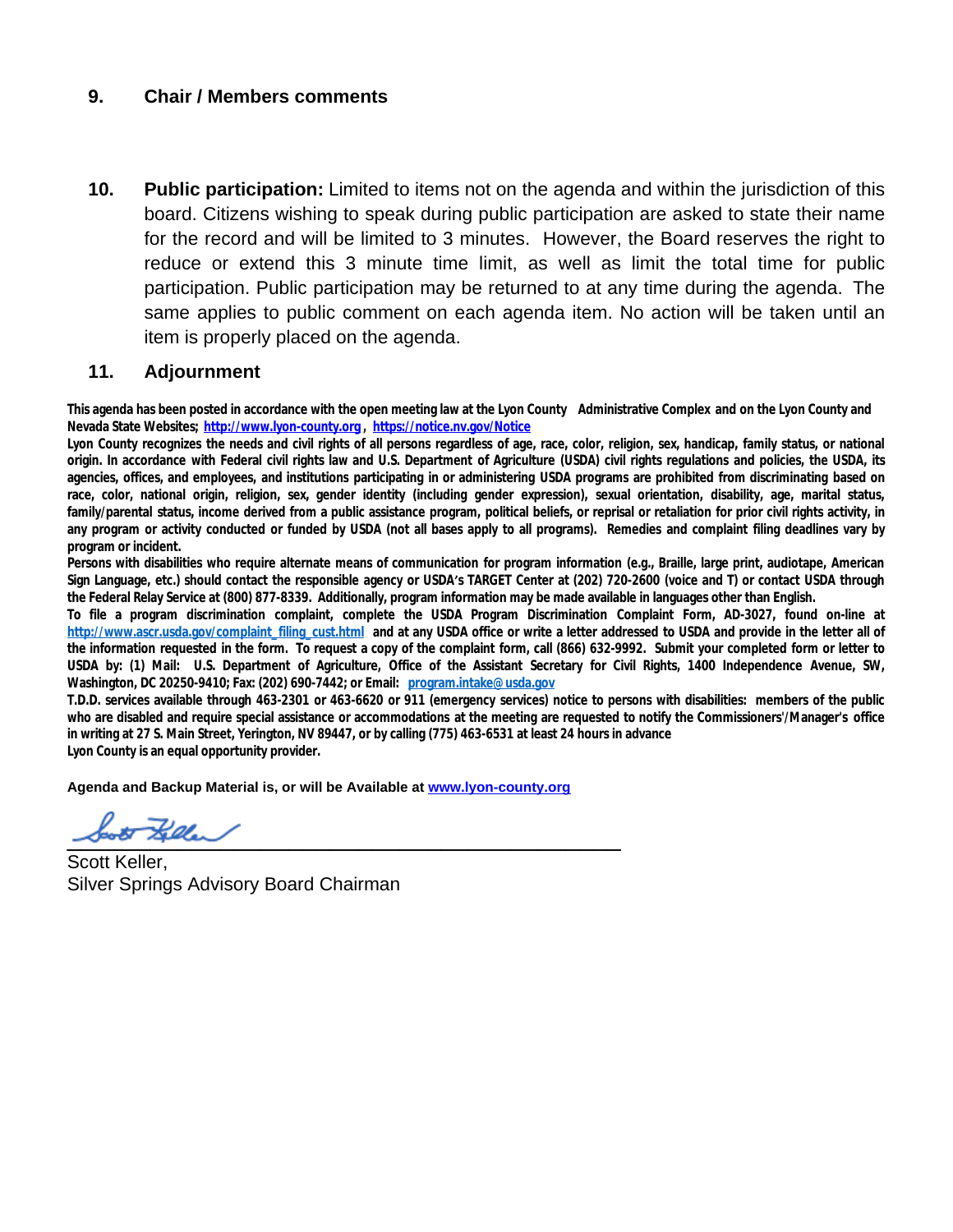9. **Chair / Members comments**

10. **Public participation:** Limited to items not on the agenda and within the jurisdiction of this board. Citizens wishing to speak during public participation are asked to state their name for the record and will be limited to 3 minutes. However, the Board reserves the right to reduce or extend this 3 minute time limit, as well as limit the total time for public participation. Public participation may be returned to at any time during the agenda. The same applies to public comment on each agenda item. No action will be taken until an item is properly placed on the agenda.

11. **Adjournment**

**This agenda has been posted in accordance with the open meeting law at the Lyon County Administrative Complex and on the Lyon County and Nevada State Websites; http://www.lyon-county.org , https://notice.nv.gov/Notice**

**Lyon County recognizes the needs and civil rights of all persons regardless of age, race, color, religion, sex, handicap, family status, or national origin. In accordance with Federal civil rights law and U.S. Department of Agriculture (USDA) civil rights regulations and policies, the USDA, its agencies, offices, and employees, and institutions participating in or administering USDA programs are prohibited from discriminating based on race, color, national origin, religion, sex, gender identity (including gender expression), sexual orientation, disability, age, marital status, family/parental status, income derived from a public assistance program, political beliefs, or reprisal or retaliation for prior civil rights activity, in any program or activity conducted or funded by USDA (not all bases apply to all programs). Remedies and complaint filing deadlines vary by program or incident.**

**Persons with disabilities who require alternate means of communication for program information (e.g., Braille, large print, audiotape, American Sign Language, etc.) should contact the responsible agency or USDA's TARGET Center at (202) 720-2600 (voice and T) or contact USDA through the Federal Relay Service at (800) 877-8339. Additionally, program information may be made available in languages other than English.**

**To file a program discrimination complaint, complete the USDA Program Discrimination Complaint Form, AD-3027, found on-line at http://www.ascr.usda.gov/complaint_filing_cust.html and at any USDA office or write a letter addressed to USDA and provide in the letter all of the information requested in the form. To request a copy of the complaint form, call (866) 632-9992. Submit your completed form or letter to USDA by: (1) Mail: U.S. Department of Agriculture, Office of the Assistant Secretary for Civil Rights, 1400 Independence Avenue, SW, Washington, DC 20250-9410; Fax: (202) 690-7442; or Email: program.intake@usda.gov**

**T.D.D. services available through 463-2301 or 463-6620 or 911 (emergency services) notice to persons with disabilities: members of the public who are disabled and require special assistance or accommodations at the meeting are requested to notify the Commissioners'/Manager's office in writing at 27 S. Main Street, Yerington, NV 89447, or by calling (775) 463-6531 at least 24 hours in advance**

**Lyon County is an equal opportunity provider.**

**Agenda and Backup Material is, or will be Available at www.lyon-county.org**

Scott Keller,
Silver Springs Advisory Board Chairman